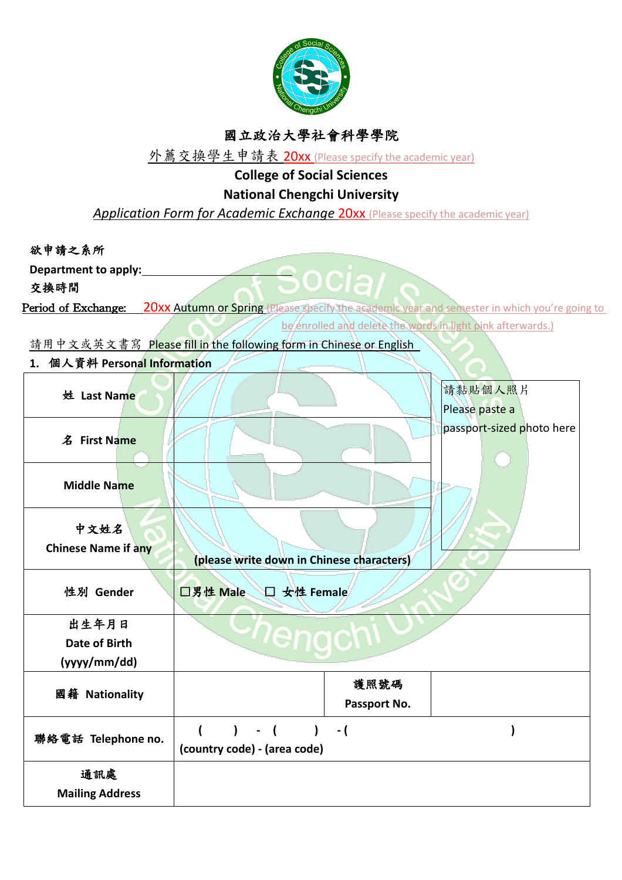# 國立政治大學社會科學學院

外薦交換學生申請表 20xx (Please specify the academic year)

## College of Social Sciences
## National Chengchi University

*Application Form for Academic Exchange 20xx (Please specify the academic year)*

欲申請之系所

**Department to apply:** ____________________

交換時間

Period of Exchange: 20xx Autumn or Spring (Please specify the academic year and semester in which you're going to be enrolled and delete the words in light pink afterwards.)

請用中文或英文書寫 Please fill in the following form in Chinese or English

**1. 個人資料 Personal Information**

| | | | |
|---|---|---|---|
| **姓 Last Name** | | | 請黏貼個人照片<br>Please paste a passport-sized photo here |
| **名 First Name** | | | |
| **Middle Name** | | | |
| **中文姓名<br>Chinese Name if any** | **(please write down in Chinese characters)** | | |
| **性別 Gender** | ☐男性 Male ☐ 女性 Female | | |
| **出生年月日<br>Date of Birth<br>(yyyy/mm/dd)** | | | |
| **國籍 Nationality** | | **護照號碼<br>Passport No.** | |
| **聯絡電話 Telephone no.** | **( ) - ( ) - ( )<br>(country code) - (area code)** | | |
| **通訊處<br>Mailing Address** | | | |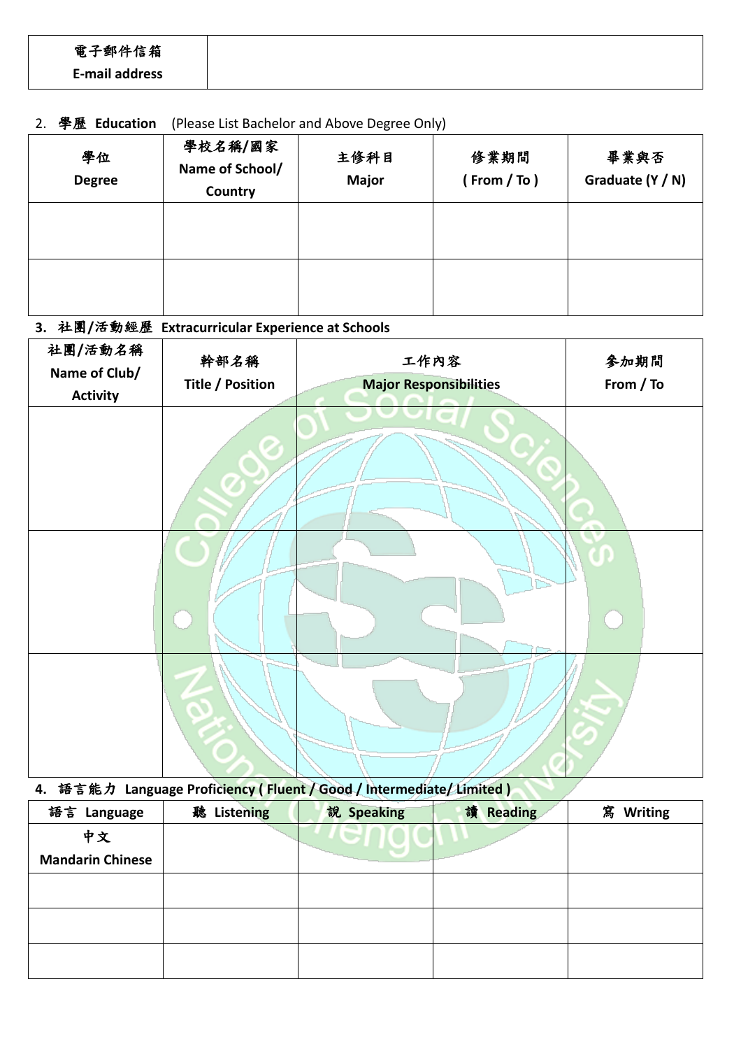| 電子郵件信箱 E-mail address | |
|---|---|

2. 學歷 **Education** (Please List Bachelor and Above Degree Only)

| 學位 Degree | 學校名稱/國家 Name of School/ Country | 主修科目 Major | 修業期間 ( From / To ) | 畢業與否 Graduate (Y / N) |
|---|---|---|---|---|
| | | | | |
| | | | | |

**3. 社團/活動經歷 Extracurricular Experience at Schools**

| 社團/活動名稱 Name of Club/ Activity | 幹部名稱 Title / Position | 工作內容 Major Responsibilities | 參加期間 From / To |
|---|---|---|---|
| | | | |
| | | | |
| | | | |

**4. 語言能力 Language Proficiency ( Fluent / Good / Intermediate/ Limited )**

| 語言 Language | 聽 Listening | 說 Speaking | 讀 Reading | 寫 Writing |
|---|---|---|---|---|
| 中文 Mandarin Chinese | | | | |
| | | | | |
| | | | | |
| | | | | |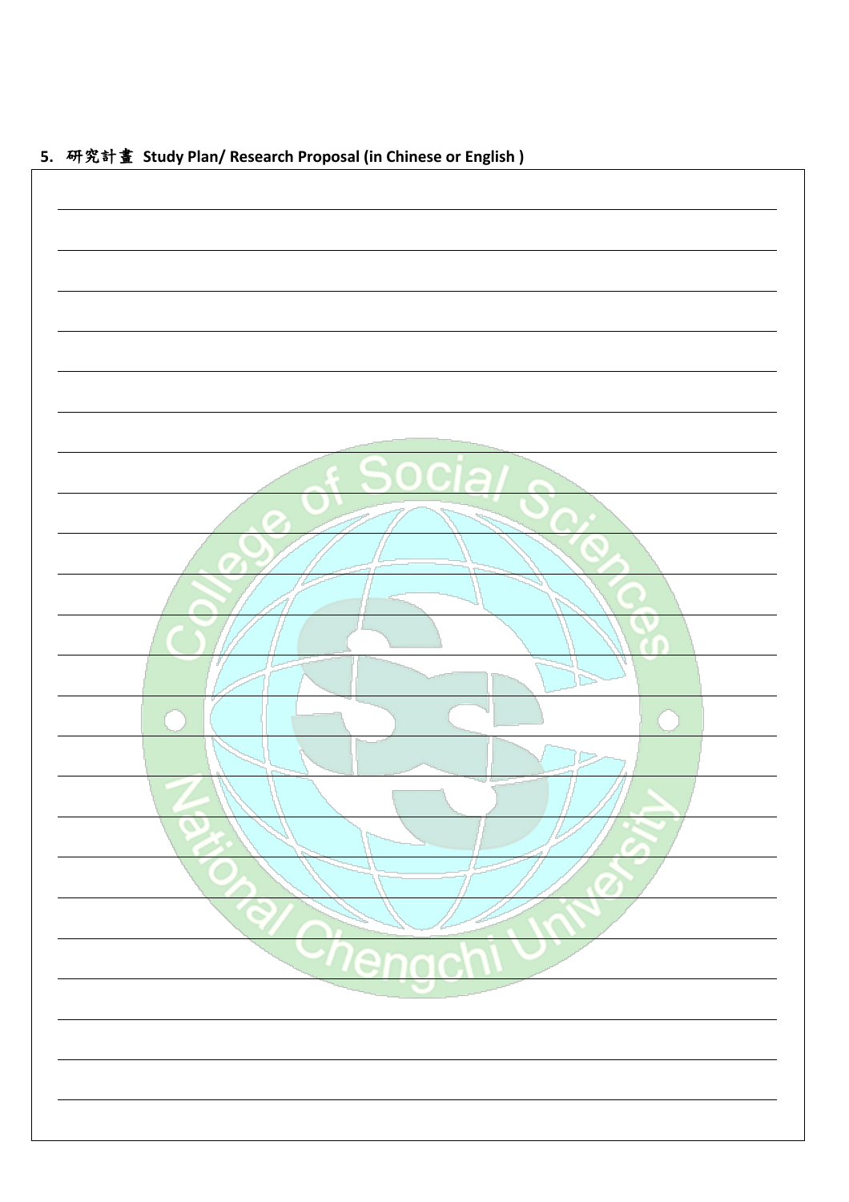**5. 研究計畫 Study Plan/ Research Proposal (in Chinese or English )**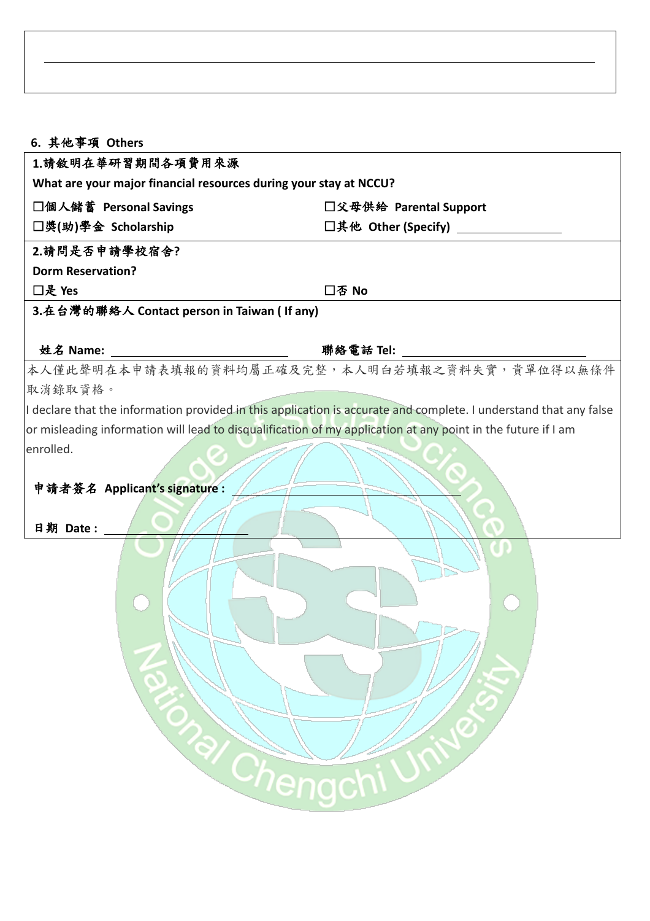## 6. 其他事項 Others

**1.請敘明在華研習期間各項費用來源**

**What are your major financial resources during your stay at NCCU?**

☐個人儲蓄 Personal Savings　　☐父母供給 Parental Support

☐獎(助)學金 Scholarship　　☐其他 Other (Specify) ________________

**2.請問是否申請學校宿舍?**

**Dorm Reservation?**

☐是 Yes　　☐否 No

**3.在台灣的聯絡人 Contact person in Taiwan ( If any)**

姓名 Name: ____________________　　聯絡電話 Tel: ____________________

本人僅此聲明在本申請表填報的資料均屬正確及完整，本人明白若填報之資料失實，貴單位得以無條件取消錄取資格。

I declare that the information provided in this application is accurate and complete. I understand that any false or misleading information will lead to disqualification of my application at any point in the future if I am enrolled.

**申請者簽名 Applicant's signature :** ____________________

**日期 Date :** ____________________